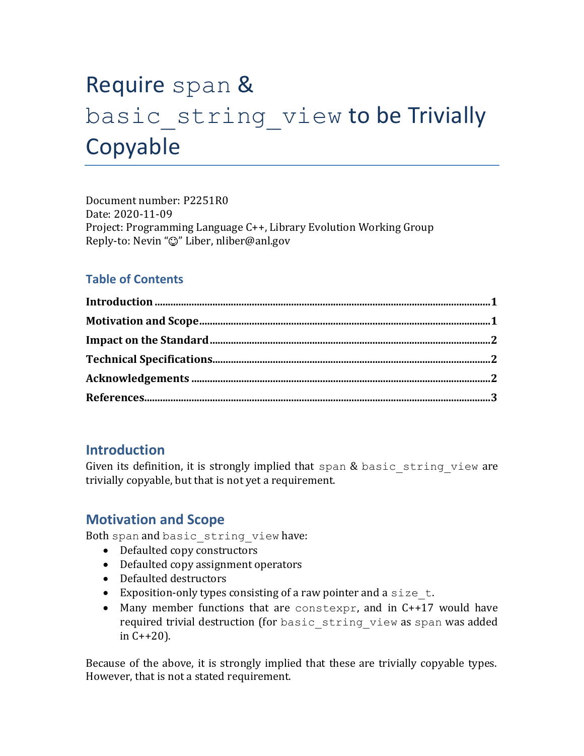# Require `span` & `basic_string_view` to be Trivially Copyable

Document number: P2251R0
Date: 2020-11-09
Project: Programming Language C++, Library Evolution Working Group
Reply-to: Nevin "☺" Liber, nliber@anl.gov

### Table of Contents

**Introduction** .......... 1
**Motivation and Scope** .......... 1
**Impact on the Standard** .......... 2
**Technical Specifications** .......... 2
**Acknowledgements** .......... 2
**References** .......... 3

## Introduction

Given its definition, it is strongly implied that `span` & `basic_string_view` are trivially copyable, but that is not yet a requirement.

## Motivation and Scope

Both `span` and `basic_string_view` have:

- Defaulted copy constructors
- Defaulted copy assignment operators
- Defaulted destructors
- Exposition-only types consisting of a raw pointer and a `size_t`.
- Many member functions that are `constexpr`, and in C++17 would have required trivial destruction (for `basic_string_view` as `span` was added in C++20).

Because of the above, it is strongly implied that these are trivially copyable types. However, that is not a stated requirement.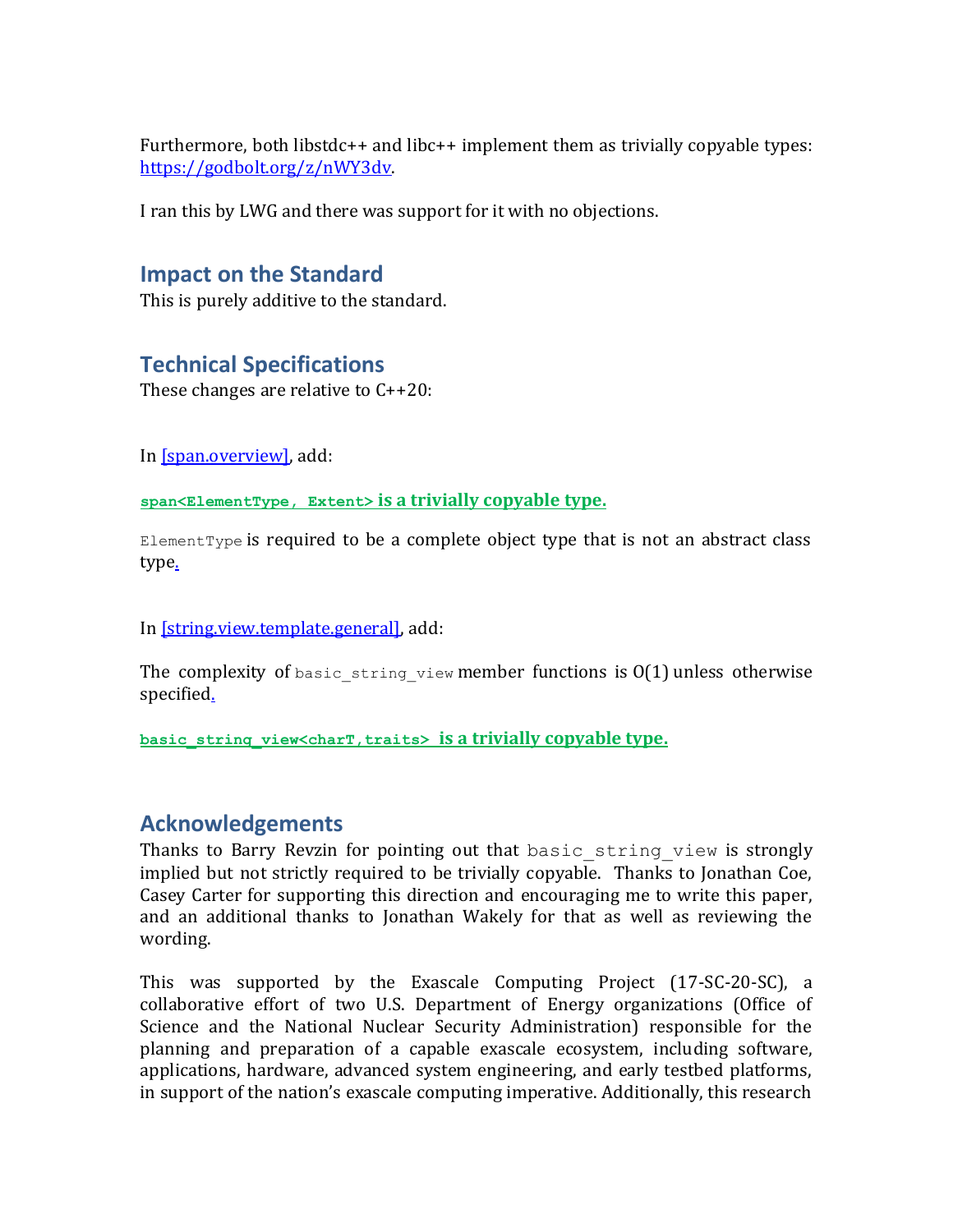Furthermore, both libstdc++ and libc++ implement them as trivially copyable types: https://godbolt.org/z/nWY3dv.

I ran this by LWG and there was support for it with no objections.

## Impact on the Standard

This is purely additive to the standard.

## Technical Specifications

These changes are relative to C++20:

In [span.overview], add:

**`span<ElementType, Extent>` is a trivially copyable type.**

`ElementType` is required to be a complete object type that is not an abstract class type.

In [string.view.template.general], add:

The complexity of `basic_string_view` member functions is O(1) unless otherwise specified.

**`basic_string_view<charT,traits>` is a trivially copyable type.**

## Acknowledgements

Thanks to Barry Revzin for pointing out that `basic_string_view` is strongly implied but not strictly required to be trivially copyable. Thanks to Jonathan Coe, Casey Carter for supporting this direction and encouraging me to write this paper, and an additional thanks to Jonathan Wakely for that as well as reviewing the wording.

This was supported by the Exascale Computing Project (17-SC-20-SC), a collaborative effort of two U.S. Department of Energy organizations (Office of Science and the National Nuclear Security Administration) responsible for the planning and preparation of a capable exascale ecosystem, including software, applications, hardware, advanced system engineering, and early testbed platforms, in support of the nation's exascale computing imperative. Additionally, this research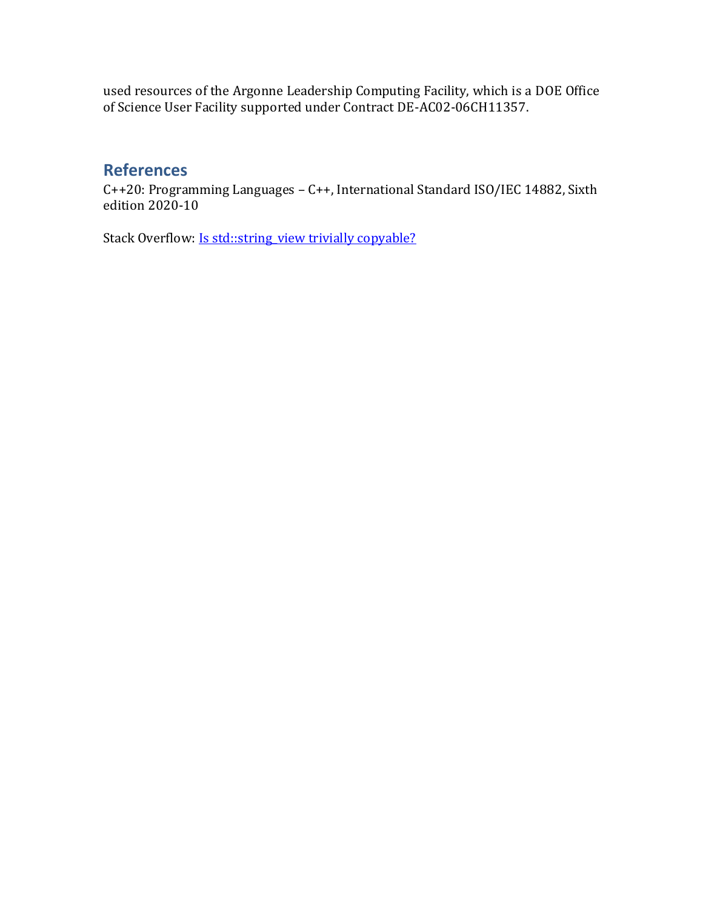used resources of the Argonne Leadership Computing Facility, which is a DOE Office of Science User Facility supported under Contract DE-AC02-06CH11357.

## References

C++20: Programming Languages – C++, International Standard ISO/IEC 14882, Sixth edition 2020-10

Stack Overflow: Is std::string_view trivially copyable?